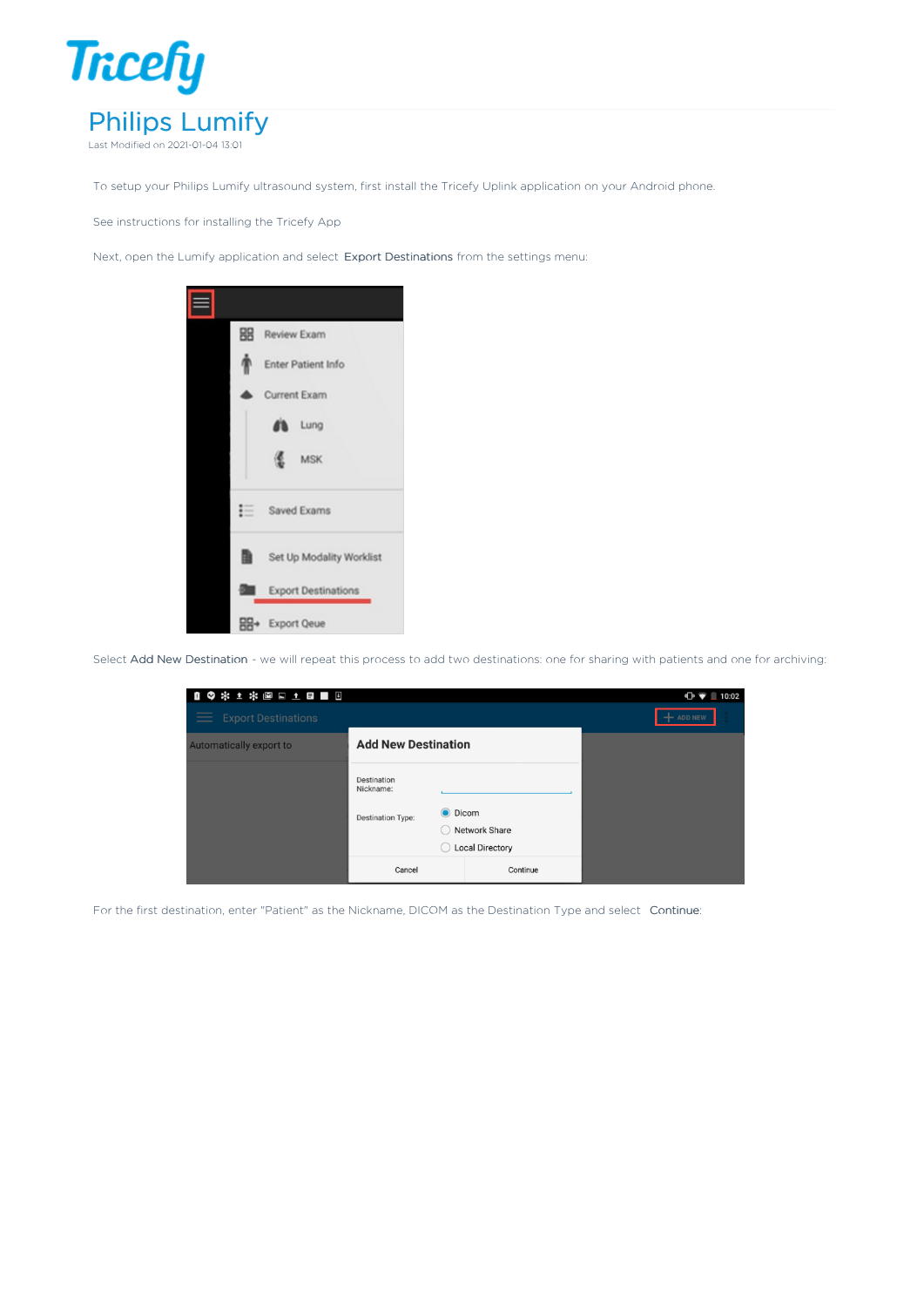# Philips Lumify

Last Modified on 2021-01-04 13:01

To setup your Philips Lumify ultrasound system, first install the Tricefy Uplink application on your Android phone.

See instructions for installing the Tricefy App

Next, open the Lumify application and select **Export Destinations** from the settings menu:

Select **Add New Destination** - we will repeat this process to add two destinations: one for sharing with patients and one for archiving:

For the first destination, enter "Patient" as the Nickname, DICOM as the Destination Type and select **Continue**: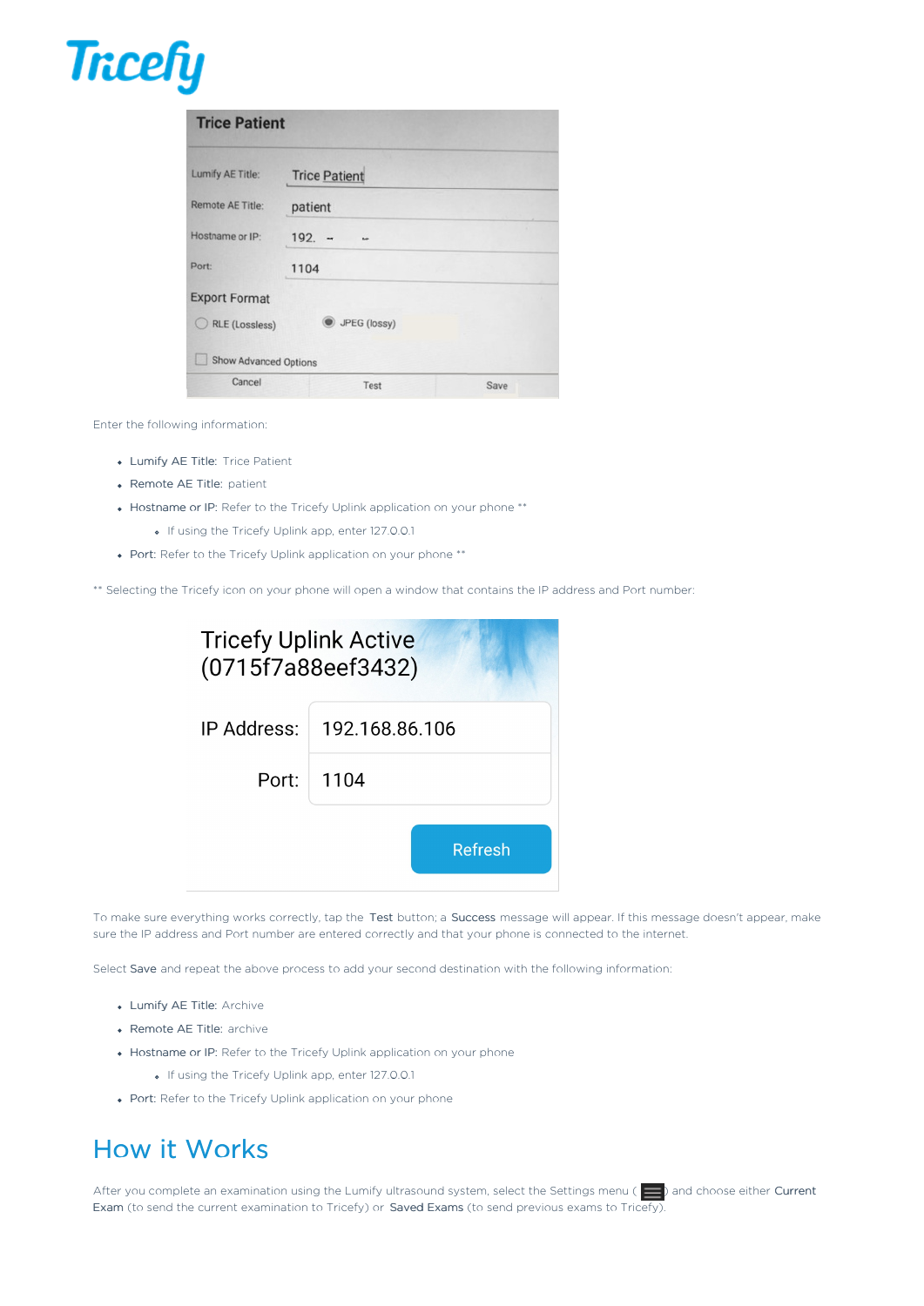Enter the following information:

- Lumify AE Title: Trice Patient
- Remote AE Title: patient
- Hostname or IP: Refer to the Tricefy Uplink application on your phone **
    - If using the Tricefy Uplink app, enter 127.0.0.1
- Port: Refer to the Tricefy Uplink application on your phone **

** Selecting the Tricefy icon on your phone will open a window that contains the IP address and Port number:

To make sure everything works correctly, tap the **Test** button; a **Success** message will appear. If this message doesn't appear, make sure the IP address and Port number are entered correctly and that your phone is connected to the internet.

Select **Save** and repeat the above process to add your second destination with the following information:

- Lumify AE Title: Archive
- Remote AE Title: archive
- Hostname or IP: Refer to the Tricefy Uplink application on your phone
    - If using the Tricefy Uplink app, enter 127.0.0.1
- Port: Refer to the Tricefy Uplink application on your phone

## How it Works

After you complete an examination using the Lumify ultrasound system, select the Settings menu ( ) and choose either **Current Exam** (to send the current examination to Tricefy) or **Saved Exams** (to send previous exams to Tricefy).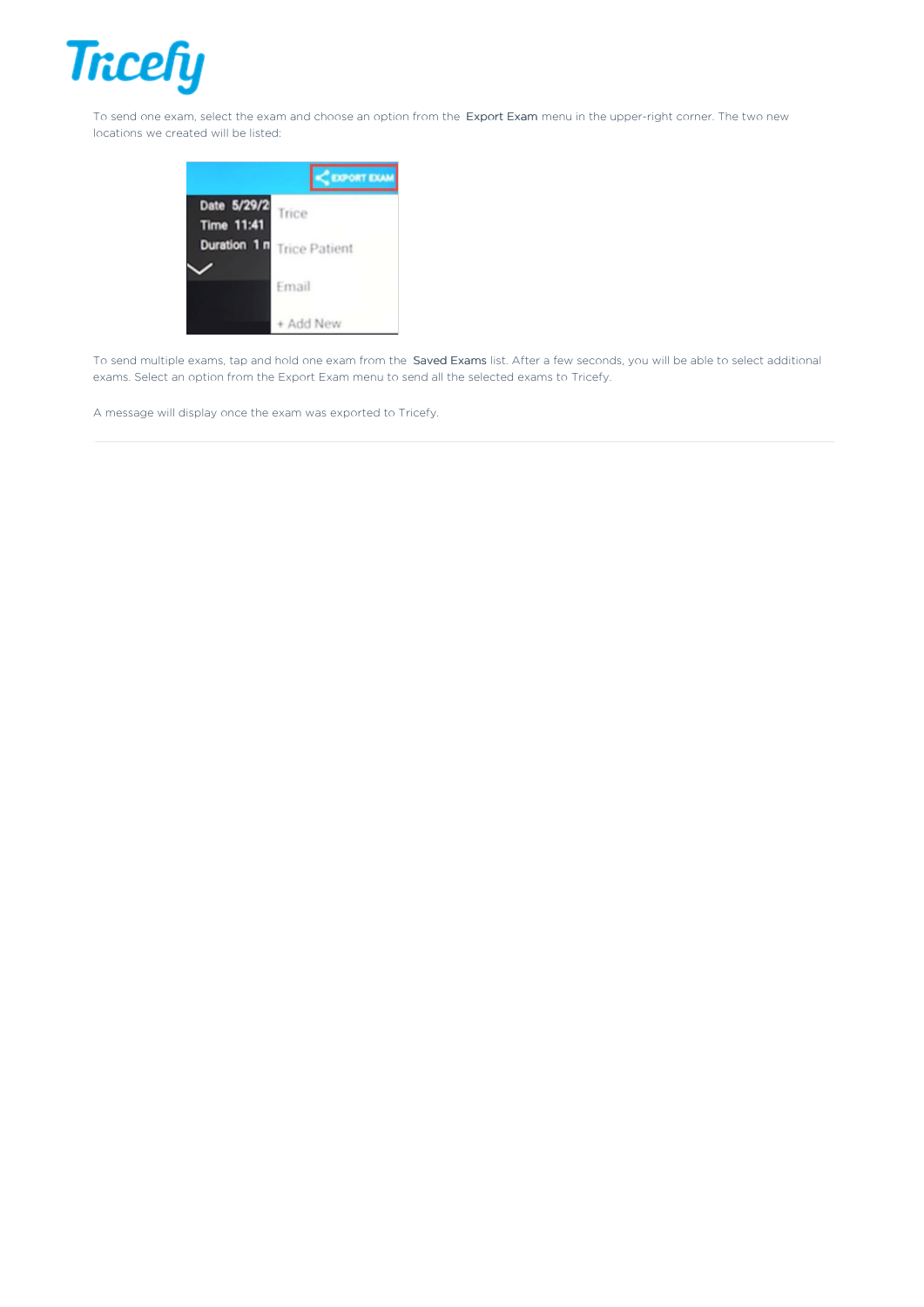To send one exam, select the exam and choose an option from the **Export Exam** menu in the upper-right corner. The two new locations we created will be listed:

To send multiple exams, tap and hold one exam from the **Saved Exams** list. After a few seconds, you will be able to select additional exams. Select an option from the Export Exam menu to send all the selected exams to Tricefy.

A message will display once the exam was exported to Tricefy.